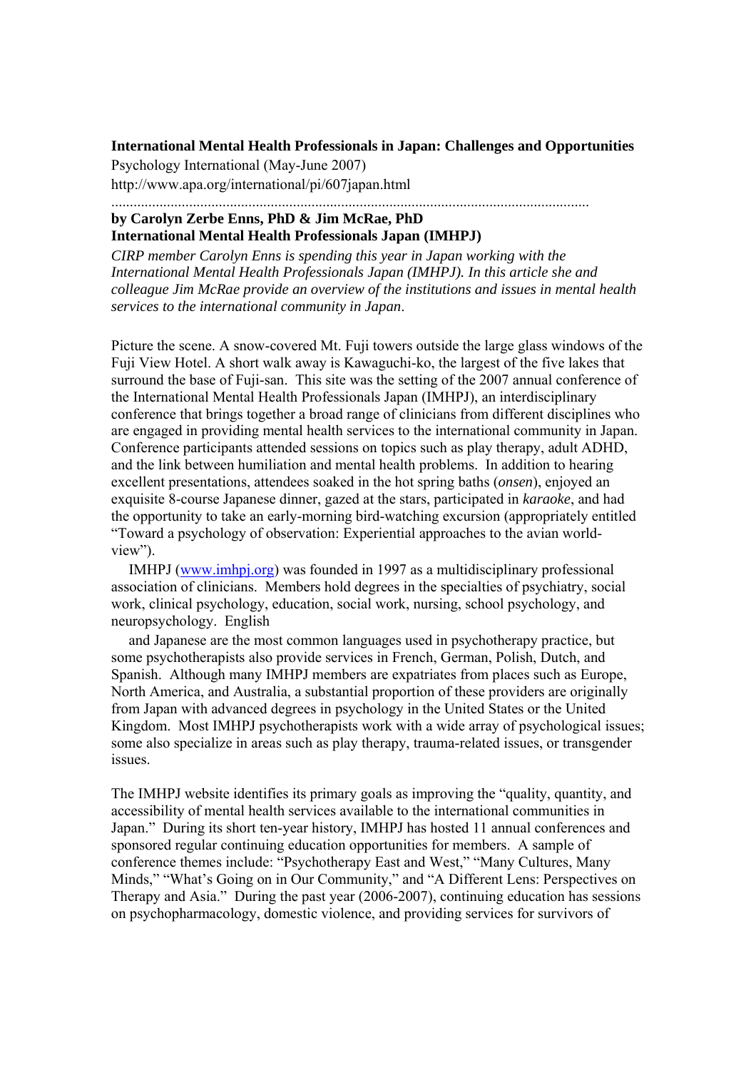**International Mental Health Professionals in Japan: Challenges and Opportunities**

Psychology International (May-June 2007)
http://www.apa.org/international/pi/607japan.html

................................................................................................................................

**by Carolyn Zerbe Enns, PhD & Jim McRae, PhD**
**International Mental Health Professionals Japan (IMHPJ)**

*CIRP member Carolyn Enns is spending this year in Japan working with the International Mental Health Professionals Japan (IMHPJ). In this article she and colleague Jim McRae provide an overview of the institutions and issues in mental health services to the international community in Japan*.

Picture the scene. A snow-covered Mt. Fuji towers outside the large glass windows of the Fuji View Hotel. A short walk away is Kawaguchi-ko, the largest of the five lakes that surround the base of Fuji-san. This site was the setting of the 2007 annual conference of the International Mental Health Professionals Japan (IMHPJ), an interdisciplinary conference that brings together a broad range of clinicians from different disciplines who are engaged in providing mental health services to the international community in Japan. Conference participants attended sessions on topics such as play therapy, adult ADHD, and the link between humiliation and mental health problems. In addition to hearing excellent presentations, attendees soaked in the hot spring baths (*onsen*), enjoyed an exquisite 8-course Japanese dinner, gazed at the stars, participated in *karaoke*, and had the opportunity to take an early-morning bird-watching excursion (appropriately entitled "Toward a psychology of observation: Experiential approaches to the avian world-view").

IMHPJ (www.imhpj.org) was founded in 1997 as a multidisciplinary professional association of clinicians. Members hold degrees in the specialties of psychiatry, social work, clinical psychology, education, social work, nursing, school psychology, and neuropsychology. English and Japanese are the most common languages used in psychotherapy practice, but some psychotherapists also provide services in French, German, Polish, Dutch, and Spanish. Although many IMHPJ members are expatriates from places such as Europe, North America, and Australia, a substantial proportion of these providers are originally from Japan with advanced degrees in psychology in the United States or the United Kingdom. Most IMHPJ psychotherapists work with a wide array of psychological issues; some also specialize in areas such as play therapy, trauma-related issues, or transgender issues.

The IMHPJ website identifies its primary goals as improving the "quality, quantity, and accessibility of mental health services available to the international communities in Japan." During its short ten-year history, IMHPJ has hosted 11 annual conferences and sponsored regular continuing education opportunities for members. A sample of conference themes include: "Psychotherapy East and West," "Many Cultures, Many Minds," "What's Going on in Our Community," and "A Different Lens: Perspectives on Therapy and Asia." During the past year (2006-2007), continuing education has sessions on psychopharmacology, domestic violence, and providing services for survivors of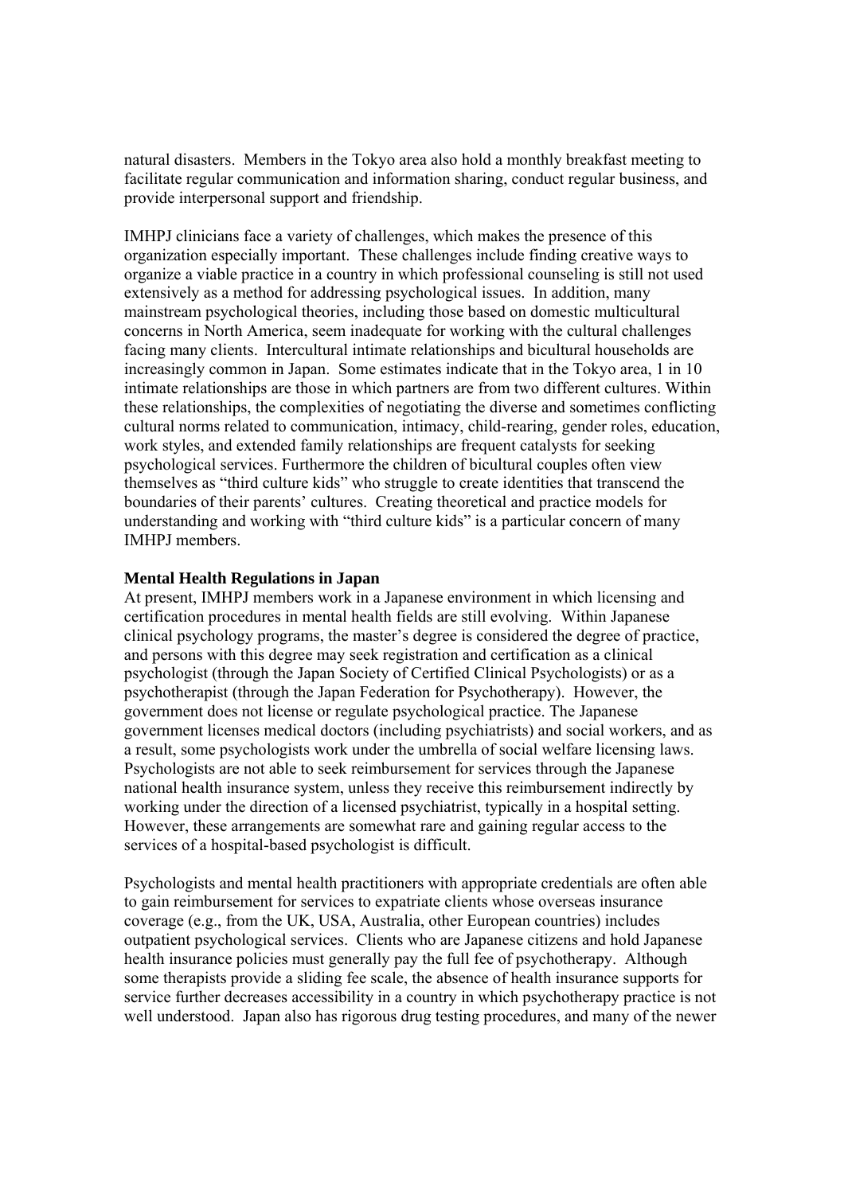natural disasters. Members in the Tokyo area also hold a monthly breakfast meeting to facilitate regular communication and information sharing, conduct regular business, and provide interpersonal support and friendship.

IMHPJ clinicians face a variety of challenges, which makes the presence of this organization especially important. These challenges include finding creative ways to organize a viable practice in a country in which professional counseling is still not used extensively as a method for addressing psychological issues. In addition, many mainstream psychological theories, including those based on domestic multicultural concerns in North America, seem inadequate for working with the cultural challenges facing many clients. Intercultural intimate relationships and bicultural households are increasingly common in Japan. Some estimates indicate that in the Tokyo area, 1 in 10 intimate relationships are those in which partners are from two different cultures. Within these relationships, the complexities of negotiating the diverse and sometimes conflicting cultural norms related to communication, intimacy, child-rearing, gender roles, education, work styles, and extended family relationships are frequent catalysts for seeking psychological services. Furthermore the children of bicultural couples often view themselves as "third culture kids" who struggle to create identities that transcend the boundaries of their parents' cultures. Creating theoretical and practice models for understanding and working with "third culture kids" is a particular concern of many IMHPJ members.

**Mental Health Regulations in Japan**

At present, IMHPJ members work in a Japanese environment in which licensing and certification procedures in mental health fields are still evolving. Within Japanese clinical psychology programs, the master's degree is considered the degree of practice, and persons with this degree may seek registration and certification as a clinical psychologist (through the Japan Society of Certified Clinical Psychologists) or as a psychotherapist (through the Japan Federation for Psychotherapy). However, the government does not license or regulate psychological practice. The Japanese government licenses medical doctors (including psychiatrists) and social workers, and as a result, some psychologists work under the umbrella of social welfare licensing laws. Psychologists are not able to seek reimbursement for services through the Japanese national health insurance system, unless they receive this reimbursement indirectly by working under the direction of a licensed psychiatrist, typically in a hospital setting. However, these arrangements are somewhat rare and gaining regular access to the services of a hospital-based psychologist is difficult.

Psychologists and mental health practitioners with appropriate credentials are often able to gain reimbursement for services to expatriate clients whose overseas insurance coverage (e.g., from the UK, USA, Australia, other European countries) includes outpatient psychological services. Clients who are Japanese citizens and hold Japanese health insurance policies must generally pay the full fee of psychotherapy. Although some therapists provide a sliding fee scale, the absence of health insurance supports for service further decreases accessibility in a country in which psychotherapy practice is not well understood. Japan also has rigorous drug testing procedures, and many of the newer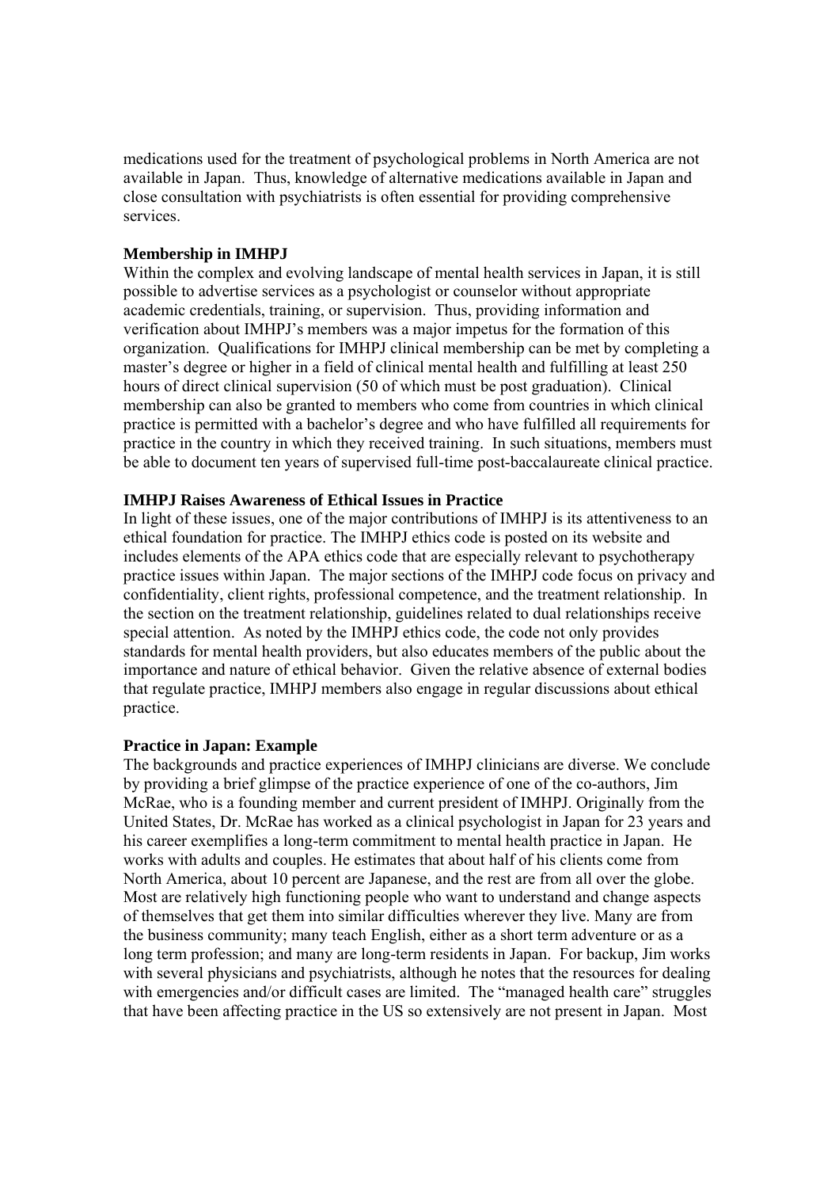medications used for the treatment of psychological problems in North America are not available in Japan. Thus, knowledge of alternative medications available in Japan and close consultation with psychiatrists is often essential for providing comprehensive services.

**Membership in IMHPJ**

Within the complex and evolving landscape of mental health services in Japan, it is still possible to advertise services as a psychologist or counselor without appropriate academic credentials, training, or supervision. Thus, providing information and verification about IMHPJ's members was a major impetus for the formation of this organization. Qualifications for IMHPJ clinical membership can be met by completing a master's degree or higher in a field of clinical mental health and fulfilling at least 250 hours of direct clinical supervision (50 of which must be post graduation). Clinical membership can also be granted to members who come from countries in which clinical practice is permitted with a bachelor's degree and who have fulfilled all requirements for practice in the country in which they received training. In such situations, members must be able to document ten years of supervised full-time post-baccalaureate clinical practice.

**IMHPJ Raises Awareness of Ethical Issues in Practice**

In light of these issues, one of the major contributions of IMHPJ is its attentiveness to an ethical foundation for practice. The IMHPJ ethics code is posted on its website and includes elements of the APA ethics code that are especially relevant to psychotherapy practice issues within Japan. The major sections of the IMHPJ code focus on privacy and confidentiality, client rights, professional competence, and the treatment relationship. In the section on the treatment relationship, guidelines related to dual relationships receive special attention. As noted by the IMHPJ ethics code, the code not only provides standards for mental health providers, but also educates members of the public about the importance and nature of ethical behavior. Given the relative absence of external bodies that regulate practice, IMHPJ members also engage in regular discussions about ethical practice.

**Practice in Japan: Example**

The backgrounds and practice experiences of IMHPJ clinicians are diverse. We conclude by providing a brief glimpse of the practice experience of one of the co-authors, Jim McRae, who is a founding member and current president of IMHPJ. Originally from the United States, Dr. McRae has worked as a clinical psychologist in Japan for 23 years and his career exemplifies a long-term commitment to mental health practice in Japan. He works with adults and couples. He estimates that about half of his clients come from North America, about 10 percent are Japanese, and the rest are from all over the globe. Most are relatively high functioning people who want to understand and change aspects of themselves that get them into similar difficulties wherever they live. Many are from the business community; many teach English, either as a short term adventure or as a long term profession; and many are long-term residents in Japan. For backup, Jim works with several physicians and psychiatrists, although he notes that the resources for dealing with emergencies and/or difficult cases are limited. The "managed health care" struggles that have been affecting practice in the US so extensively are not present in Japan. Most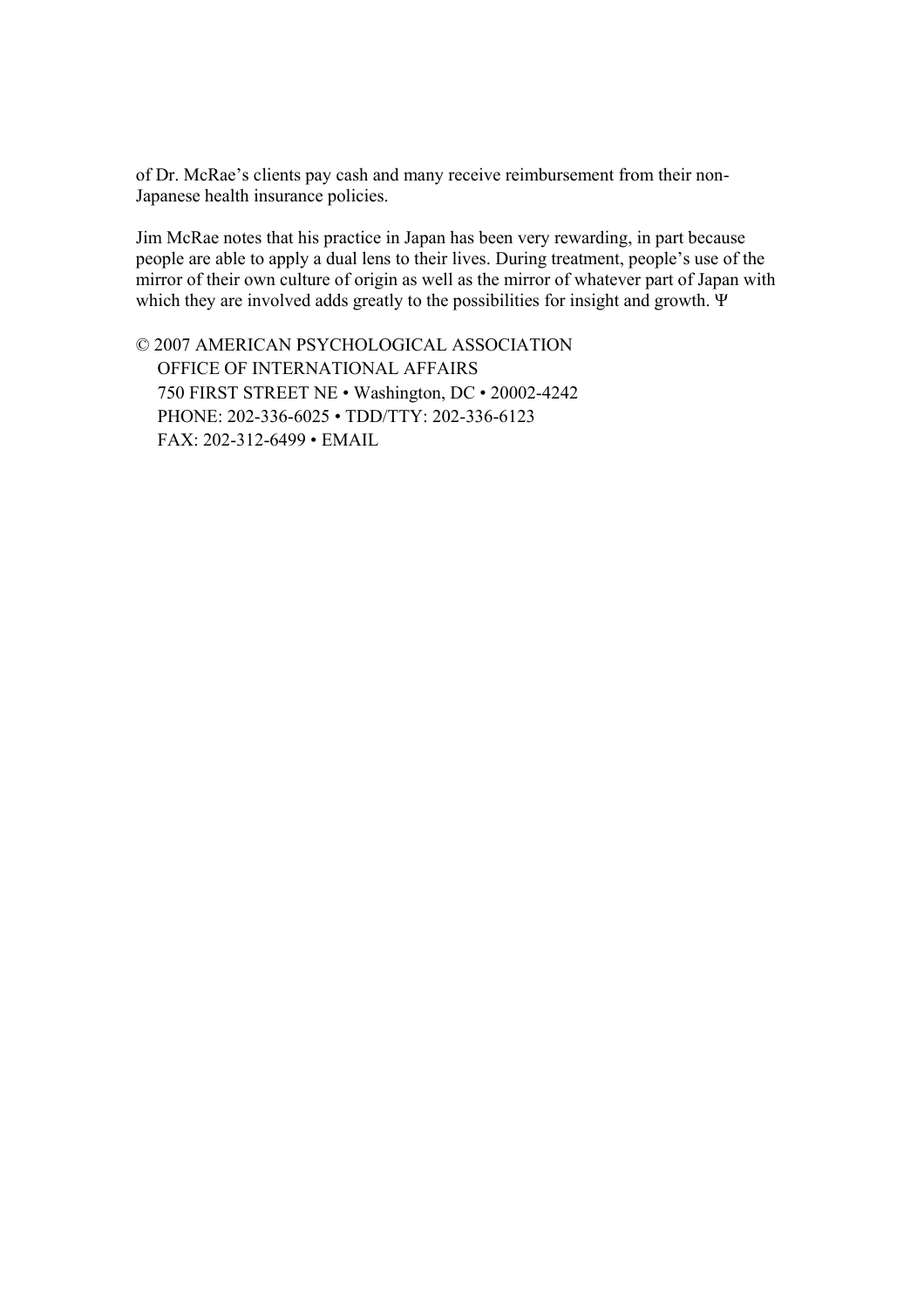of Dr. McRae's clients pay cash and many receive reimbursement from their non-Japanese health insurance policies.

Jim McRae notes that his practice in Japan has been very rewarding, in part because people are able to apply a dual lens to their lives. During treatment, people's use of the mirror of their own culture of origin as well as the mirror of whatever part of Japan with which they are involved adds greatly to the possibilities for insight and growth. Ψ

© 2007 AMERICAN PSYCHOLOGICAL ASSOCIATION
OFFICE OF INTERNATIONAL AFFAIRS
750 FIRST STREET NE • Washington, DC • 20002-4242
PHONE: 202-336-6025 • TDD/TTY: 202-336-6123
FAX: 202-312-6499 • EMAIL